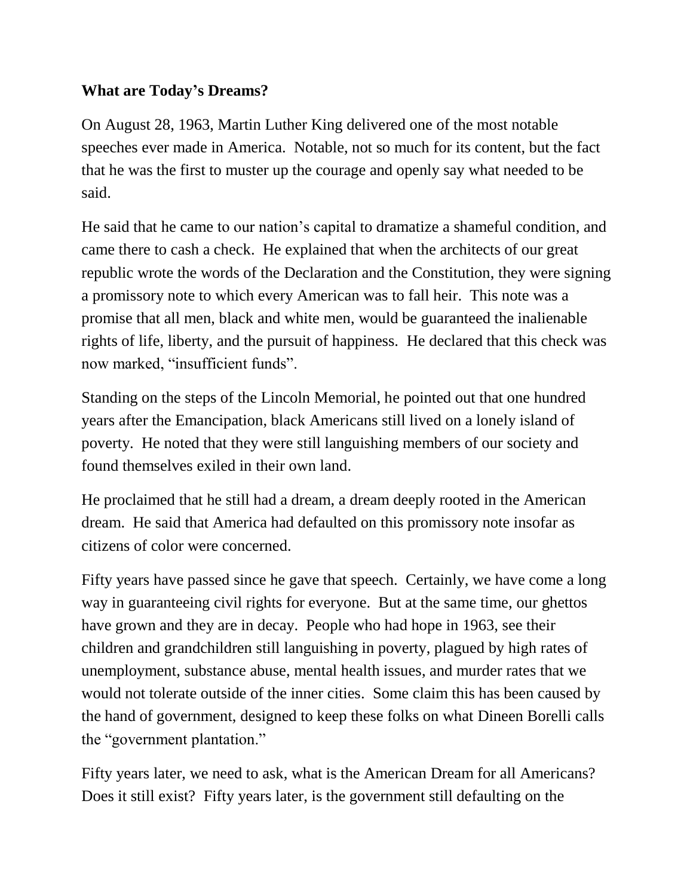**What are Today's Dreams?**

On August 28, 1963, Martin Luther King delivered one of the most notable speeches ever made in America. Notable, not so much for its content, but the fact that he was the first to muster up the courage and openly say what needed to be said.

He said that he came to our nation's capital to dramatize a shameful condition, and came there to cash a check. He explained that when the architects of our great republic wrote the words of the Declaration and the Constitution, they were signing a promissory note to which every American was to fall heir. This note was a promise that all men, black and white men, would be guaranteed the inalienable rights of life, liberty, and the pursuit of happiness. He declared that this check was now marked, "insufficient funds".

Standing on the steps of the Lincoln Memorial, he pointed out that one hundred years after the Emancipation, black Americans still lived on a lonely island of poverty. He noted that they were still languishing members of our society and found themselves exiled in their own land.

He proclaimed that he still had a dream, a dream deeply rooted in the American dream. He said that America had defaulted on this promissory note insofar as citizens of color were concerned.

Fifty years have passed since he gave that speech. Certainly, we have come a long way in guaranteeing civil rights for everyone. But at the same time, our ghettos have grown and they are in decay. People who had hope in 1963, see their children and grandchildren still languishing in poverty, plagued by high rates of unemployment, substance abuse, mental health issues, and murder rates that we would not tolerate outside of the inner cities. Some claim this has been caused by the hand of government, designed to keep these folks on what Dineen Borelli calls the "government plantation."

Fifty years later, we need to ask, what is the American Dream for all Americans? Does it still exist? Fifty years later, is the government still defaulting on the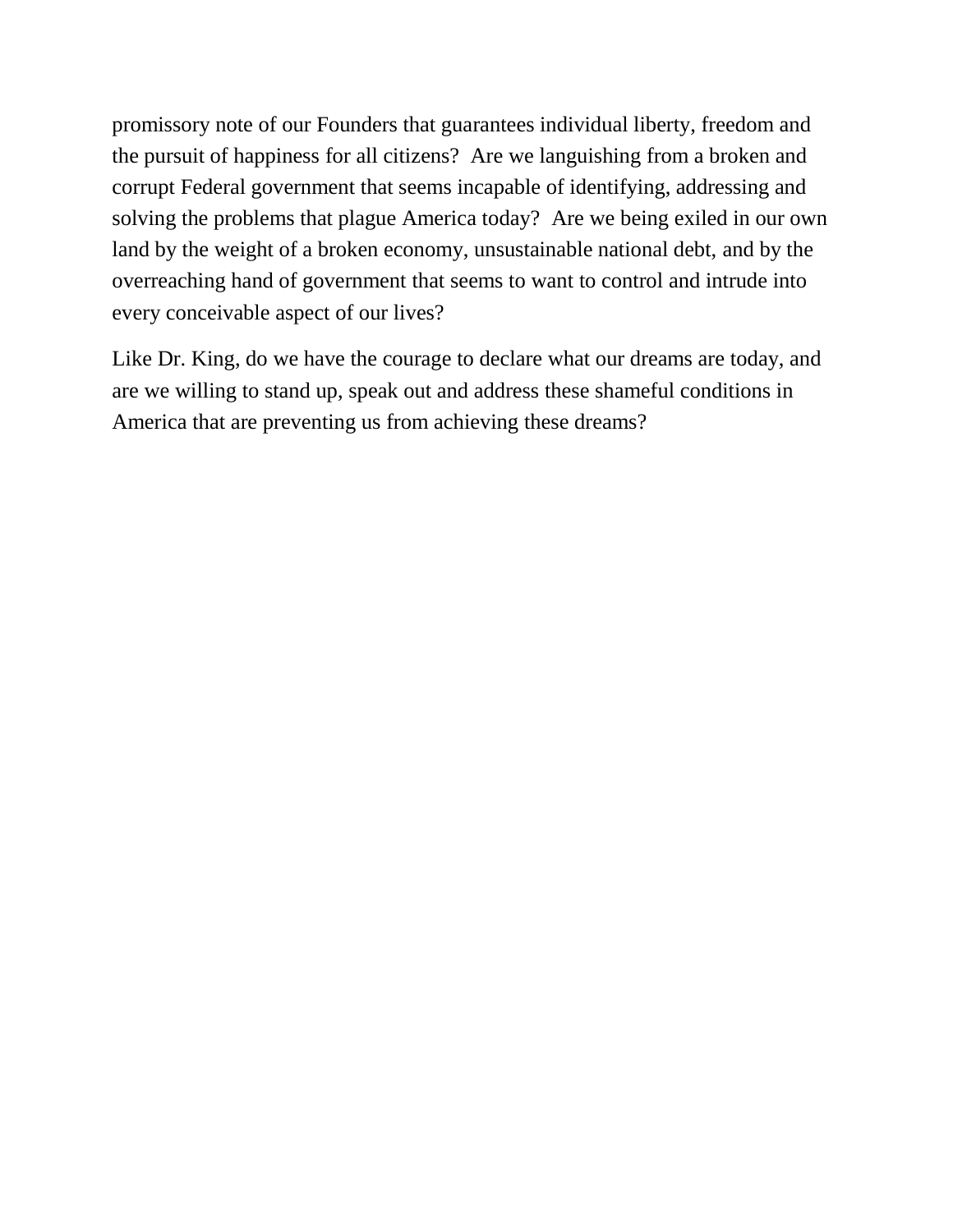promissory note of our Founders that guarantees individual liberty, freedom and the pursuit of happiness for all citizens? Are we languishing from a broken and corrupt Federal government that seems incapable of identifying, addressing and solving the problems that plague America today? Are we being exiled in our own land by the weight of a broken economy, unsustainable national debt, and by the overreaching hand of government that seems to want to control and intrude into every conceivable aspect of our lives?

Like Dr. King, do we have the courage to declare what our dreams are today, and are we willing to stand up, speak out and address these shameful conditions in America that are preventing us from achieving these dreams?